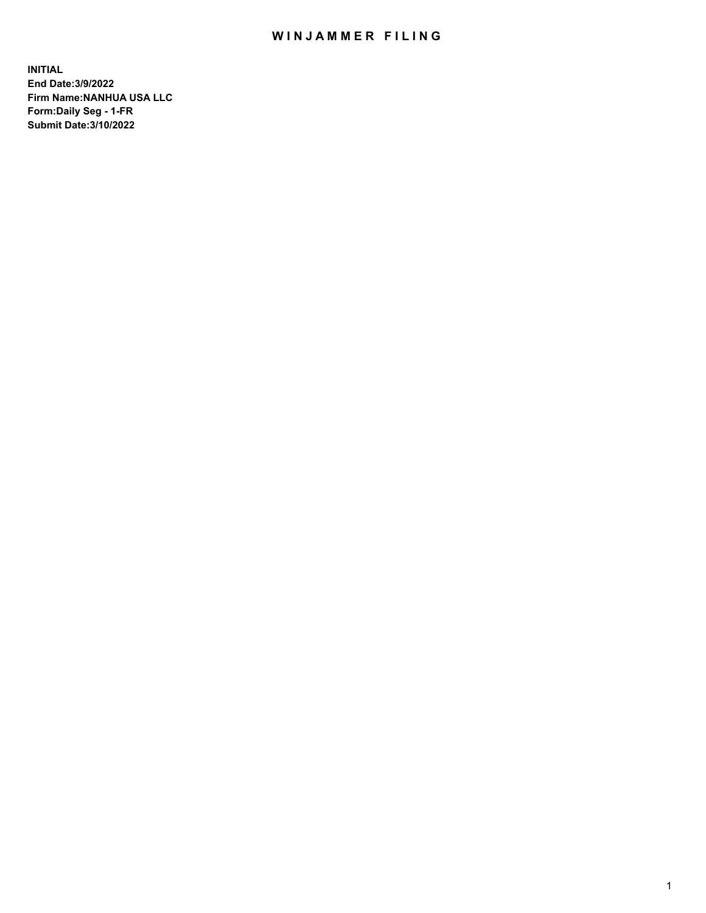# WINJAMMER FILING

**INITIAL**
**End Date:3/9/2022**
**Firm Name:NANHUA USA LLC**
**Form:Daily Seg - 1-FR**
**Submit Date:3/10/2022**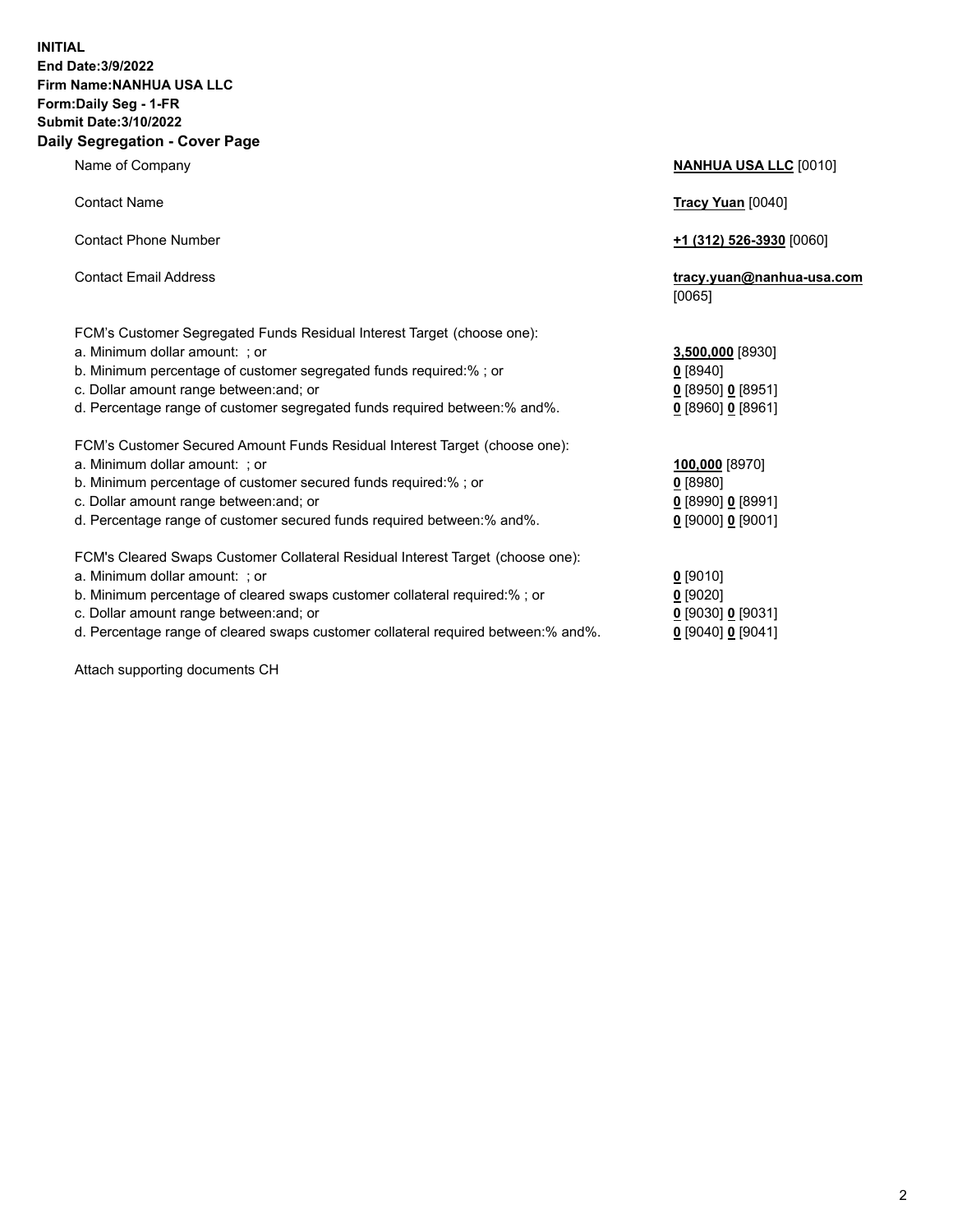**INITIAL**
**End Date:3/9/2022**
**Firm Name:NANHUA USA LLC**
**Form:Daily Seg - 1-FR**
**Submit Date:3/10/2022**

## Daily Segregation - Cover Page

| | |
|---|---|
| Name of Company | **NANHUA USA LLC** [0010] |
| Contact Name | **Tracy Yuan** [0040] |
| Contact Phone Number | **+1 (312) 526-3930** [0060] |
| Contact Email Address | **tracy.yuan@nanhua-usa.com** [0065] |

FCM's Customer Segregated Funds Residual Interest Target (choose one):

| | |
|---|---|
| a. Minimum dollar amount: ; or | **3,500,000** [8930] |
| b. Minimum percentage of customer segregated funds required:% ; or | **0** [8940] |
| c. Dollar amount range between:and; or | **0** [8950] **0** [8951] |
| d. Percentage range of customer segregated funds required between:% and%. | **0** [8960] **0** [8961] |

FCM's Customer Secured Amount Funds Residual Interest Target (choose one):

| | |
|---|---|
| a. Minimum dollar amount: ; or | **100,000** [8970] |
| b. Minimum percentage of customer secured funds required:% ; or | **0** [8980] |
| c. Dollar amount range between:and; or | **0** [8990] **0** [8991] |
| d. Percentage range of customer secured funds required between:% and%. | **0** [9000] **0** [9001] |

FCM's Cleared Swaps Customer Collateral Residual Interest Target (choose one):

| | |
|---|---|
| a. Minimum dollar amount: ; or | **0** [9010] |
| b. Minimum percentage of cleared swaps customer collateral required:% ; or | **0** [9020] |
| c. Dollar amount range between:and; or | **0** [9030] **0** [9031] |
| d. Percentage range of cleared swaps customer collateral required between:% and%. | **0** [9040] **0** [9041] |

Attach supporting documents CH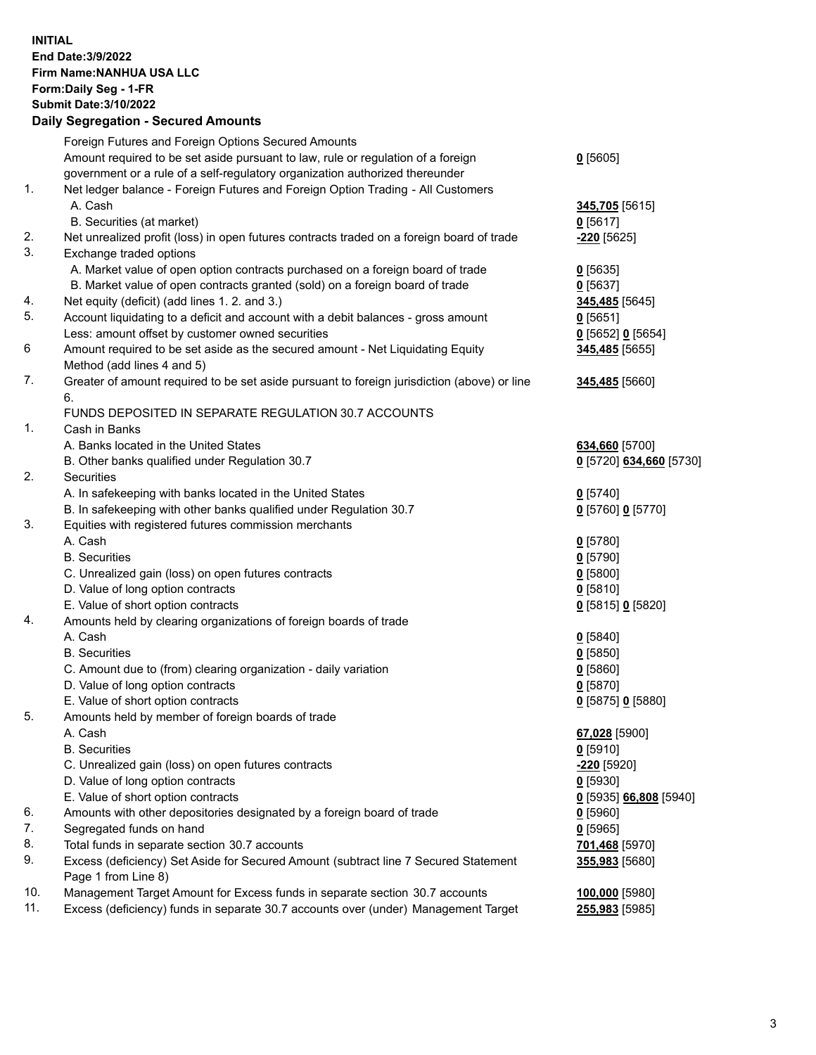**INITIAL**
**End Date:3/9/2022**
**Firm Name:NANHUA USA LLC**
**Form:Daily Seg - 1-FR**
**Submit Date:3/10/2022**

## Daily Segregation - Secured Amounts

| | | |
|---|---|---|
| | Foreign Futures and Foreign Options Secured Amounts | |
| | Amount required to be set aside pursuant to law, rule or regulation of a foreign government or a rule of a self-regulatory organization authorized thereunder | **0** [5605] |
| 1. | Net ledger balance - Foreign Futures and Foreign Option Trading - All Customers | |
| | A. Cash | **345,705** [5615] |
| | B. Securities (at market) | **0** [5617] |
| 2. | Net unrealized profit (loss) in open futures contracts traded on a foreign board of trade | **-220** [5625] |
| 3. | Exchange traded options | |
| | A. Market value of open option contracts purchased on a foreign board of trade | **0** [5635] |
| | B. Market value of open contracts granted (sold) on a foreign board of trade | **0** [5637] |
| 4. | Net equity (deficit) (add lines 1. 2. and 3.) | **345,485** [5645] |
| 5. | Account liquidating to a deficit and account with a debit balances - gross amount | **0** [5651] |
| | Less: amount offset by customer owned securities | **0** [5652] **0** [5654] |
| 6 | Amount required to be set aside as the secured amount - Net Liquidating Equity Method (add lines 4 and 5) | **345,485** [5655] |
| 7. | Greater of amount required to be set aside pursuant to foreign jurisdiction (above) or line 6. | **345,485** [5660] |
| | FUNDS DEPOSITED IN SEPARATE REGULATION 30.7 ACCOUNTS | |
| 1. | Cash in Banks | |
| | A. Banks located in the United States | **634,660** [5700] |
| | B. Other banks qualified under Regulation 30.7 | **0** [5720] **634,660** [5730] |
| 2. | Securities | |
| | A. In safekeeping with banks located in the United States | **0** [5740] |
| | B. In safekeeping with other banks qualified under Regulation 30.7 | **0** [5760] **0** [5770] |
| 3. | Equities with registered futures commission merchants | |
| | A. Cash | **0** [5780] |
| | B. Securities | **0** [5790] |
| | C. Unrealized gain (loss) on open futures contracts | **0** [5800] |
| | D. Value of long option contracts | **0** [5810] |
| | E. Value of short option contracts | **0** [5815] **0** [5820] |
| 4. | Amounts held by clearing organizations of foreign boards of trade | |
| | A. Cash | **0** [5840] |
| | B. Securities | **0** [5850] |
| | C. Amount due to (from) clearing organization - daily variation | **0** [5860] |
| | D. Value of long option contracts | **0** [5870] |
| | E. Value of short option contracts | **0** [5875] **0** [5880] |
| 5. | Amounts held by member of foreign boards of trade | |
| | A. Cash | **67,028** [5900] |
| | B. Securities | **0** [5910] |
| | C. Unrealized gain (loss) on open futures contracts | **-220** [5920] |
| | D. Value of long option contracts | **0** [5930] |
| | E. Value of short option contracts | **0** [5935] **66,808** [5940] |
| 6. | Amounts with other depositories designated by a foreign board of trade | **0** [5960] |
| 7. | Segregated funds on hand | **0** [5965] |
| 8. | Total funds in separate section 30.7 accounts | **701,468** [5970] |
| 9. | Excess (deficiency) Set Aside for Secured Amount (subtract line 7 Secured Statement Page 1 from Line 8) | **355,983** [5680] |
| 10. | Management Target Amount for Excess funds in separate section 30.7 accounts | **100,000** [5980] |
| 11. | Excess (deficiency) funds in separate 30.7 accounts over (under) Management Target | **255,983** [5985] |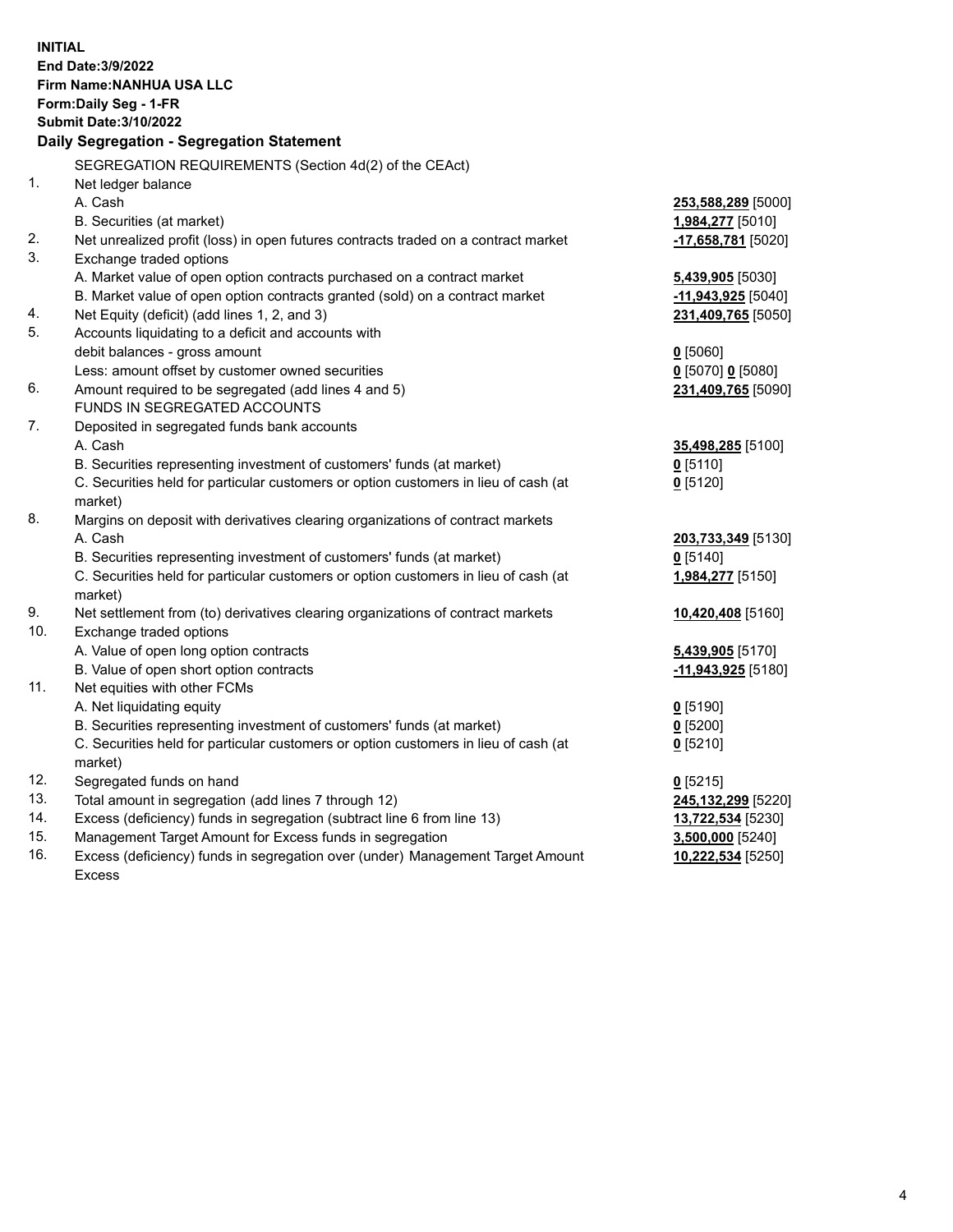**INITIAL**
**End Date:3/9/2022**
**Firm Name:NANHUA USA LLC**
**Form:Daily Seg - 1-FR**
**Submit Date:3/10/2022**

## Daily Segregation - Segregation Statement

| | | |
|---|---|---|
| | SEGREGATION REQUIREMENTS (Section 4d(2) of the CEAct) | |
| 1. | Net ledger balance | |
| | A. Cash | **253,588,289** [5000] |
| | B. Securities (at market) | **1,984,277** [5010] |
| 2. | Net unrealized profit (loss) in open futures contracts traded on a contract market | **-17,658,781** [5020] |
| 3. | Exchange traded options | |
| | A. Market value of open option contracts purchased on a contract market | **5,439,905** [5030] |
| | B. Market value of open option contracts granted (sold) on a contract market | **-11,943,925** [5040] |
| 4. | Net Equity (deficit) (add lines 1, 2, and 3) | **231,409,765** [5050] |
| 5. | Accounts liquidating to a deficit and accounts with debit balances - gross amount | **0** [5060] |
| | Less: amount offset by customer owned securities | **0** [5070] **0** [5080] |
| 6. | Amount required to be segregated (add lines 4 and 5) | **231,409,765** [5090] |
| | FUNDS IN SEGREGATED ACCOUNTS | |
| 7. | Deposited in segregated funds bank accounts | |
| | A. Cash | **35,498,285** [5100] |
| | B. Securities representing investment of customers' funds (at market) | **0** [5110] |
| | C. Securities held for particular customers or option customers in lieu of cash (at market) | **0** [5120] |
| 8. | Margins on deposit with derivatives clearing organizations of contract markets | |
| | A. Cash | **203,733,349** [5130] |
| | B. Securities representing investment of customers' funds (at market) | **0** [5140] |
| | C. Securities held for particular customers or option customers in lieu of cash (at market) | **1,984,277** [5150] |
| 9. | Net settlement from (to) derivatives clearing organizations of contract markets | **10,420,408** [5160] |
| 10. | Exchange traded options | |
| | A. Value of open long option contracts | **5,439,905** [5170] |
| | B. Value of open short option contracts | **-11,943,925** [5180] |
| 11. | Net equities with other FCMs | |
| | A. Net liquidating equity | **0** [5190] |
| | B. Securities representing investment of customers' funds (at market) | **0** [5200] |
| | C. Securities held for particular customers or option customers in lieu of cash (at market) | **0** [5210] |
| 12. | Segregated funds on hand | **0** [5215] |
| 13. | Total amount in segregation (add lines 7 through 12) | **245,132,299** [5220] |
| 14. | Excess (deficiency) funds in segregation (subtract line 6 from line 13) | **13,722,534** [5230] |
| 15. | Management Target Amount for Excess funds in segregation | **3,500,000** [5240] |
| 16. | Excess (deficiency) funds in segregation over (under) Management Target Amount Excess | **10,222,534** [5250] |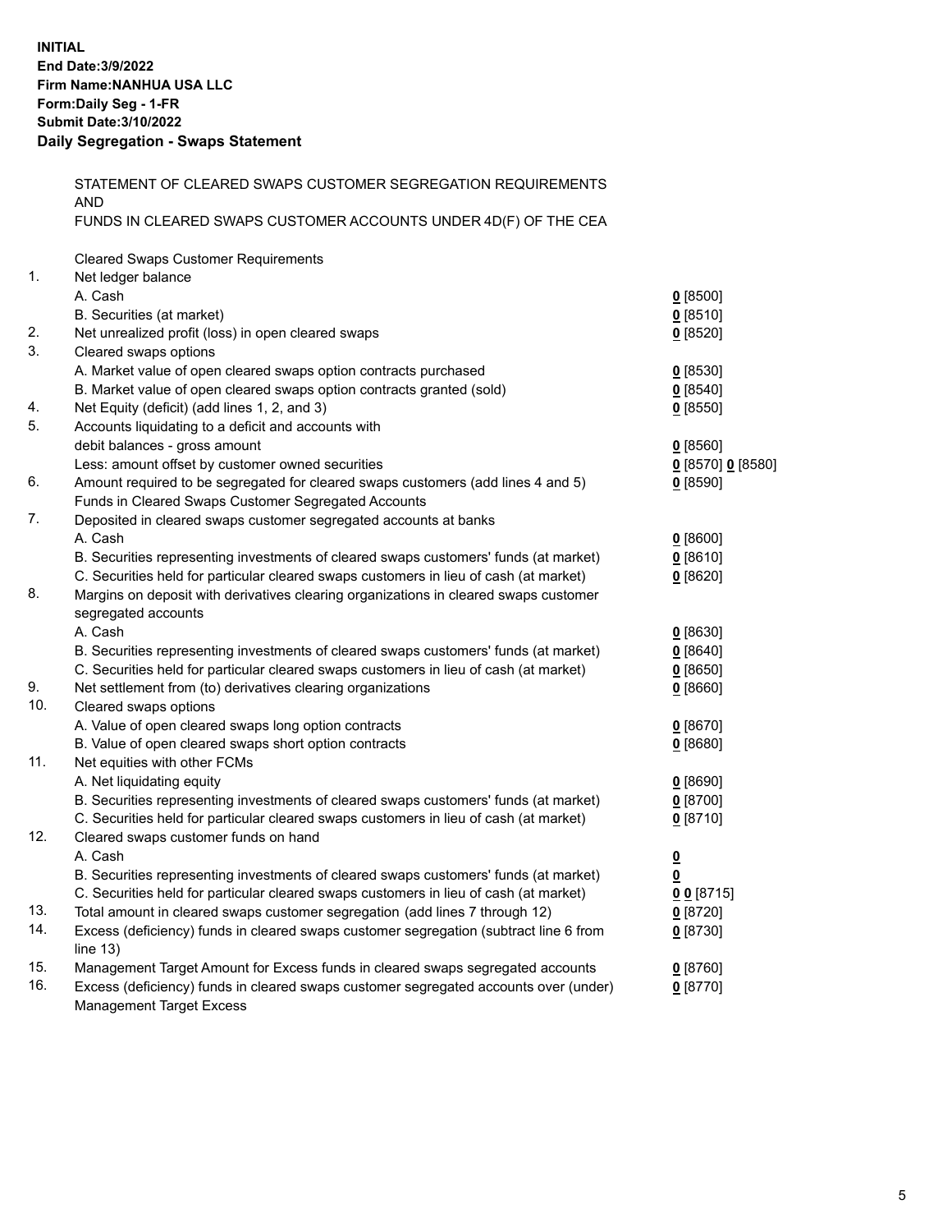**INITIAL**
**End Date:3/9/2022**
**Firm Name:NANHUA USA LLC**
**Form:Daily Seg - 1-FR**
**Submit Date:3/10/2022**
**Daily Segregation - Swaps Statement**

STATEMENT OF CLEARED SWAPS CUSTOMER SEGREGATION REQUIREMENTS AND FUNDS IN CLEARED SWAPS CUSTOMER ACCOUNTS UNDER 4D(F) OF THE CEA

| | | |
|---|---|---|
| | Cleared Swaps Customer Requirements | |
| 1. | Net ledger balance | |
| | A. Cash | 0 [8500] |
| | B. Securities (at market) | 0 [8510] |
| 2. | Net unrealized profit (loss) in open cleared swaps | 0 [8520] |
| 3. | Cleared swaps options | |
| | A. Market value of open cleared swaps option contracts purchased | 0 [8530] |
| | B. Market value of open cleared swaps option contracts granted (sold) | 0 [8540] |
| 4. | Net Equity (deficit) (add lines 1, 2, and 3) | 0 [8550] |
| 5. | Accounts liquidating to a deficit and accounts with | |
| | debit balances - gross amount | 0 [8560] |
| | Less: amount offset by customer owned securities | 0 [8570] 0 [8580] |
| 6. | Amount required to be segregated for cleared swaps customers (add lines 4 and 5) | 0 [8590] |
| | Funds in Cleared Swaps Customer Segregated Accounts | |
| 7. | Deposited in cleared swaps customer segregated accounts at banks | |
| | A. Cash | 0 [8600] |
| | B. Securities representing investments of cleared swaps customers' funds (at market) | 0 [8610] |
| | C. Securities held for particular cleared swaps customers in lieu of cash (at market) | 0 [8620] |
| 8. | Margins on deposit with derivatives clearing organizations in cleared swaps customer segregated accounts | |
| | A. Cash | 0 [8630] |
| | B. Securities representing investments of cleared swaps customers' funds (at market) | 0 [8640] |
| | C. Securities held for particular cleared swaps customers in lieu of cash (at market) | 0 [8650] |
| 9. | Net settlement from (to) derivatives clearing organizations | 0 [8660] |
| 10. | Cleared swaps options | |
| | A. Value of open cleared swaps long option contracts | 0 [8670] |
| | B. Value of open cleared swaps short option contracts | 0 [8680] |
| 11. | Net equities with other FCMs | |
| | A. Net liquidating equity | 0 [8690] |
| | B. Securities representing investments of cleared swaps customers' funds (at market) | 0 [8700] |
| | C. Securities held for particular cleared swaps customers in lieu of cash (at market) | 0 [8710] |
| 12. | Cleared swaps customer funds on hand | |
| | A. Cash | 0 |
| | B. Securities representing investments of cleared swaps customers' funds (at market) | 0 |
| | C. Securities held for particular cleared swaps customers in lieu of cash (at market) | 0 0 [8715] |
| 13. | Total amount in cleared swaps customer segregation (add lines 7 through 12) | 0 [8720] |
| 14. | Excess (deficiency) funds in cleared swaps customer segregation (subtract line 6 from line 13) | 0 [8730] |
| 15. | Management Target Amount for Excess funds in cleared swaps segregated accounts | 0 [8760] |
| 16. | Excess (deficiency) funds in cleared swaps customer segregated accounts over (under) Management Target Excess | 0 [8770] |